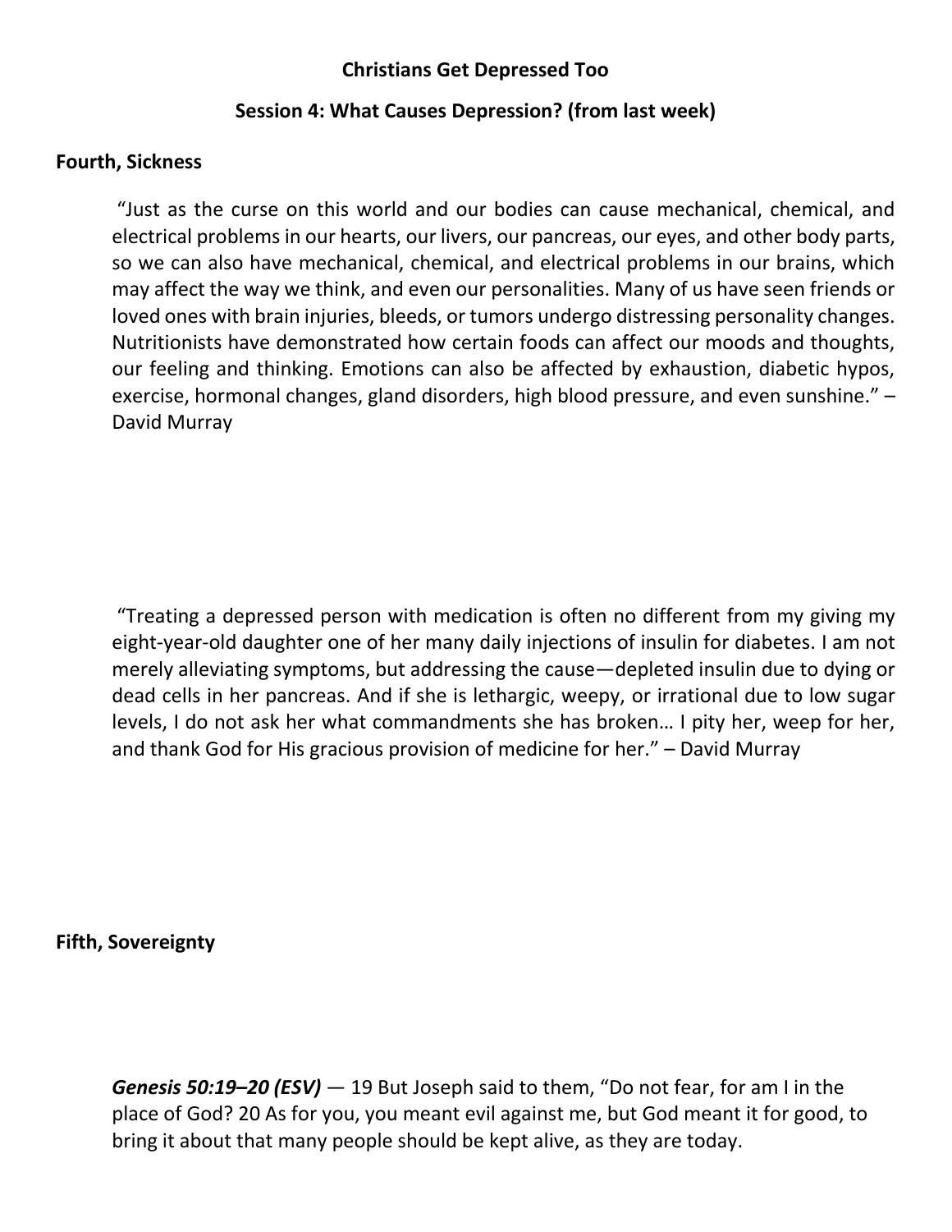# Christians Get Depressed Too

## Session 4: What Causes Depression? (from last week)

**Fourth, Sickness**

> "Just as the curse on this world and our bodies can cause mechanical, chemical, and electrical problems in our hearts, our livers, our pancreas, our eyes, and other body parts, so we can also have mechanical, chemical, and electrical problems in our brains, which may affect the way we think, and even our personalities. Many of us have seen friends or loved ones with brain injuries, bleeds, or tumors undergo distressing personality changes. Nutritionists have demonstrated how certain foods can affect our moods and thoughts, our feeling and thinking. Emotions can also be affected by exhaustion, diabetic hypos, exercise, hormonal changes, gland disorders, high blood pressure, and even sunshine." – David Murray

> "Treating a depressed person with medication is often no different from my giving my eight-year-old daughter one of her many daily injections of insulin for diabetes. I am not merely alleviating symptoms, but addressing the cause—depleted insulin due to dying or dead cells in her pancreas. And if she is lethargic, weepy, or irrational due to low sugar levels, I do not ask her what commandments she has broken… I pity her, weep for her, and thank God for His gracious provision of medicine for her." – David Murray

**Fifth, Sovereignty**

> ***Genesis 50:19–20 (ESV)*** — 19 But Joseph said to them, "Do not fear, for am I in the place of God? 20 As for you, you meant evil against me, but God meant it for good, to bring it about that many people should be kept alive, as they are today.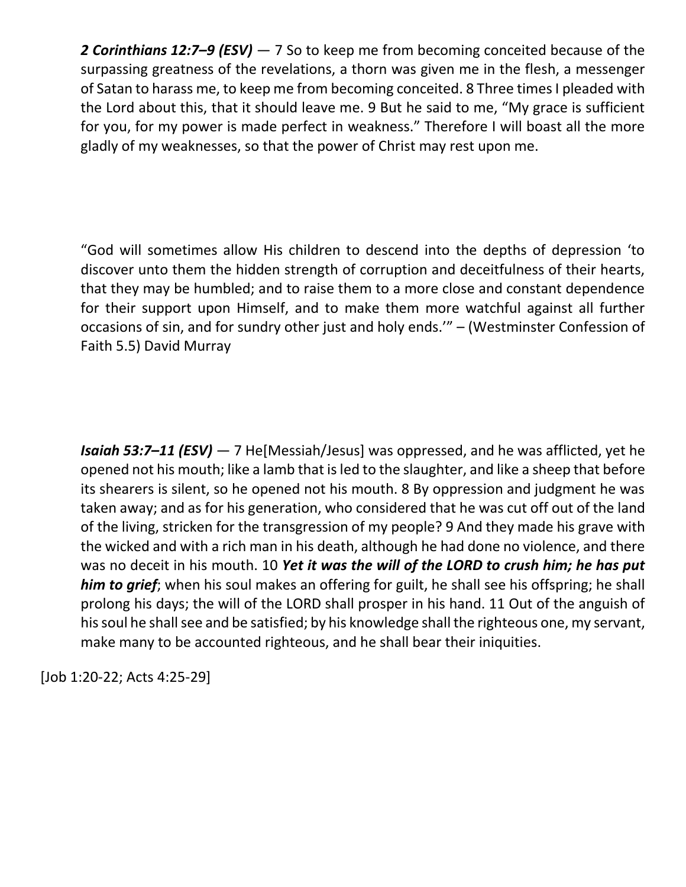***2 Corinthians 12:7–9 (ESV)*** — 7 So to keep me from becoming conceited because of the surpassing greatness of the revelations, a thorn was given me in the flesh, a messenger of Satan to harass me, to keep me from becoming conceited. 8 Three times I pleaded with the Lord about this, that it should leave me. 9 But he said to me, "My grace is sufficient for you, for my power is made perfect in weakness." Therefore I will boast all the more gladly of my weaknesses, so that the power of Christ may rest upon me.

"God will sometimes allow His children to descend into the depths of depression 'to discover unto them the hidden strength of corruption and deceitfulness of their hearts, that they may be humbled; and to raise them to a more close and constant dependence for their support upon Himself, and to make them more watchful against all further occasions of sin, and for sundry other just and holy ends.'" – (Westminster Confession of Faith 5.5) David Murray

***Isaiah 53:7–11 (ESV)*** — 7 He[Messiah/Jesus] was oppressed, and he was afflicted, yet he opened not his mouth; like a lamb that is led to the slaughter, and like a sheep that before its shearers is silent, so he opened not his mouth. 8 By oppression and judgment he was taken away; and as for his generation, who considered that he was cut off out of the land of the living, stricken for the transgression of my people? 9 And they made his grave with the wicked and with a rich man in his death, although he had done no violence, and there was no deceit in his mouth. 10 ***Yet it was the will of the LORD to crush him; he has put him to grief***; when his soul makes an offering for guilt, he shall see his offspring; he shall prolong his days; the will of the LORD shall prosper in his hand. 11 Out of the anguish of his soul he shall see and be satisfied; by his knowledge shall the righteous one, my servant, make many to be accounted righteous, and he shall bear their iniquities.

[Job 1:20-22; Acts 4:25-29]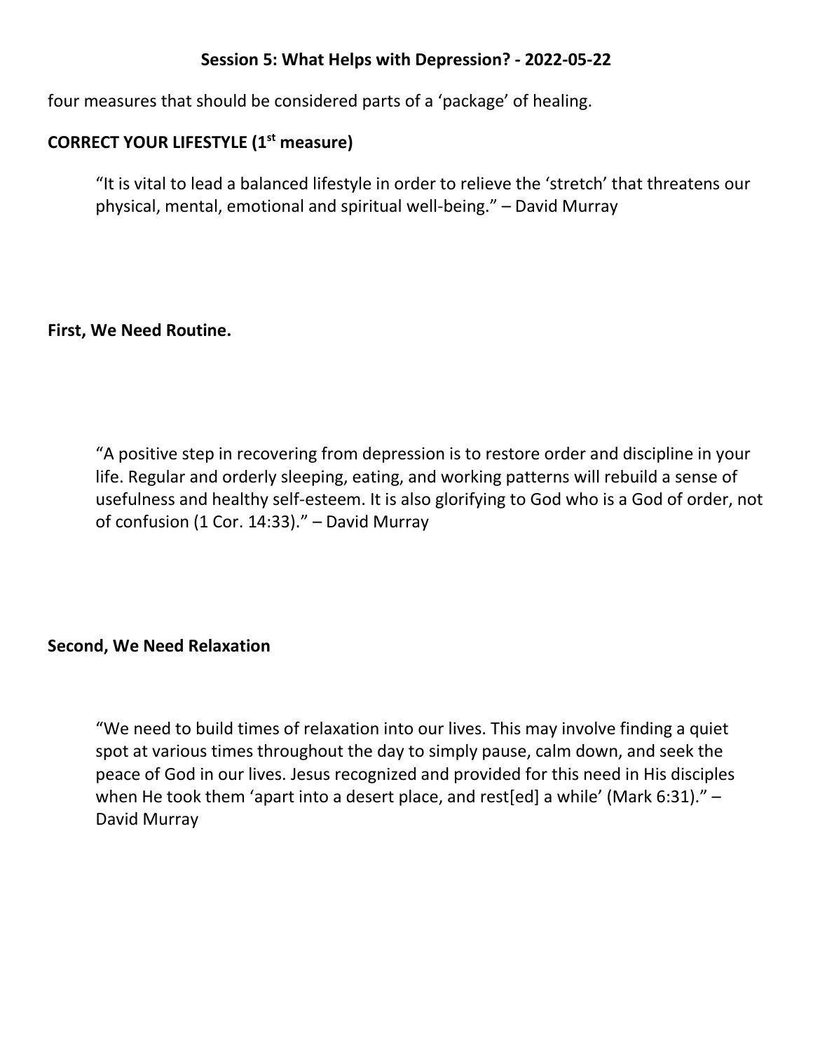four measures that should be considered parts of a 'package' of healing.

## CORRECT YOUR LIFESTYLE (1st measure)

> "It is vital to lead a balanced lifestyle in order to relieve the 'stretch' that threatens our physical, mental, emotional and spiritual well-being." – David Murray

### First, We Need Routine.

> "A positive step in recovering from depression is to restore order and discipline in your life. Regular and orderly sleeping, eating, and working patterns will rebuild a sense of usefulness and healthy self-esteem. It is also glorifying to God who is a God of order, not of confusion (1 Cor. 14:33)." – David Murray

### Second, We Need Relaxation

> "We need to build times of relaxation into our lives. This may involve finding a quiet spot at various times throughout the day to simply pause, calm down, and seek the peace of God in our lives. Jesus recognized and provided for this need in His disciples when He took them 'apart into a desert place, and rest[ed] a while' (Mark 6:31)." – David Murray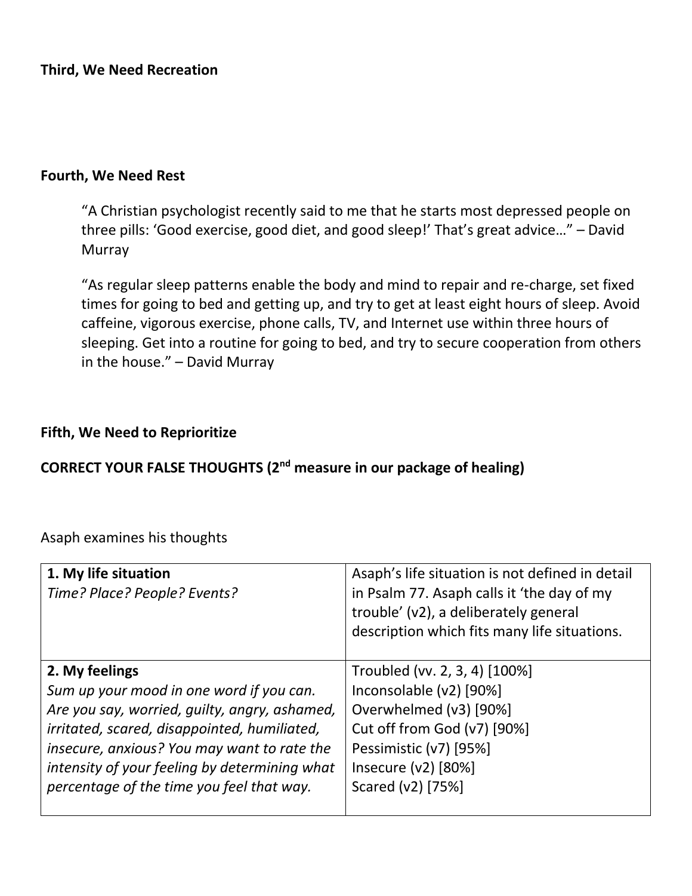**Third, We Need Recreation**

**Fourth, We Need Rest**

> "A Christian psychologist recently said to me that he starts most depressed people on three pills: 'Good exercise, good diet, and good sleep!' That's great advice…" – David Murray

> "As regular sleep patterns enable the body and mind to repair and re-charge, set fixed times for going to bed and getting up, and try to get at least eight hours of sleep. Avoid caffeine, vigorous exercise, phone calls, TV, and Internet use within three hours of sleeping. Get into a routine for going to bed, and try to secure cooperation from others in the house." – David Murray

**Fifth, We Need to Reprioritize**

**CORRECT YOUR FALSE THOUGHTS (2nd measure in our package of healing)**

Asaph examines his thoughts

| | |
|---|---|
| **1. My life situation**<br>*Time? Place? People? Events?* | Asaph's life situation is not defined in detail in Psalm 77. Asaph calls it 'the day of my trouble' (v2), a deliberately general description which fits many life situations. |
| **2. My feelings**<br>*Sum up your mood in one word if you can. Are you say, worried, guilty, angry, ashamed, irritated, scared, disappointed, humiliated, insecure, anxious? You may want to rate the intensity of your feeling by determining what percentage of the time you feel that way.* | Troubled (vv. 2, 3, 4) [100%]<br>Inconsolable (v2) [90%]<br>Overwhelmed (v3) [90%]<br>Cut off from God (v7) [90%]<br>Pessimistic (v7) [95%]<br>Insecure (v2) [80%]<br>Scared (v2) [75%] |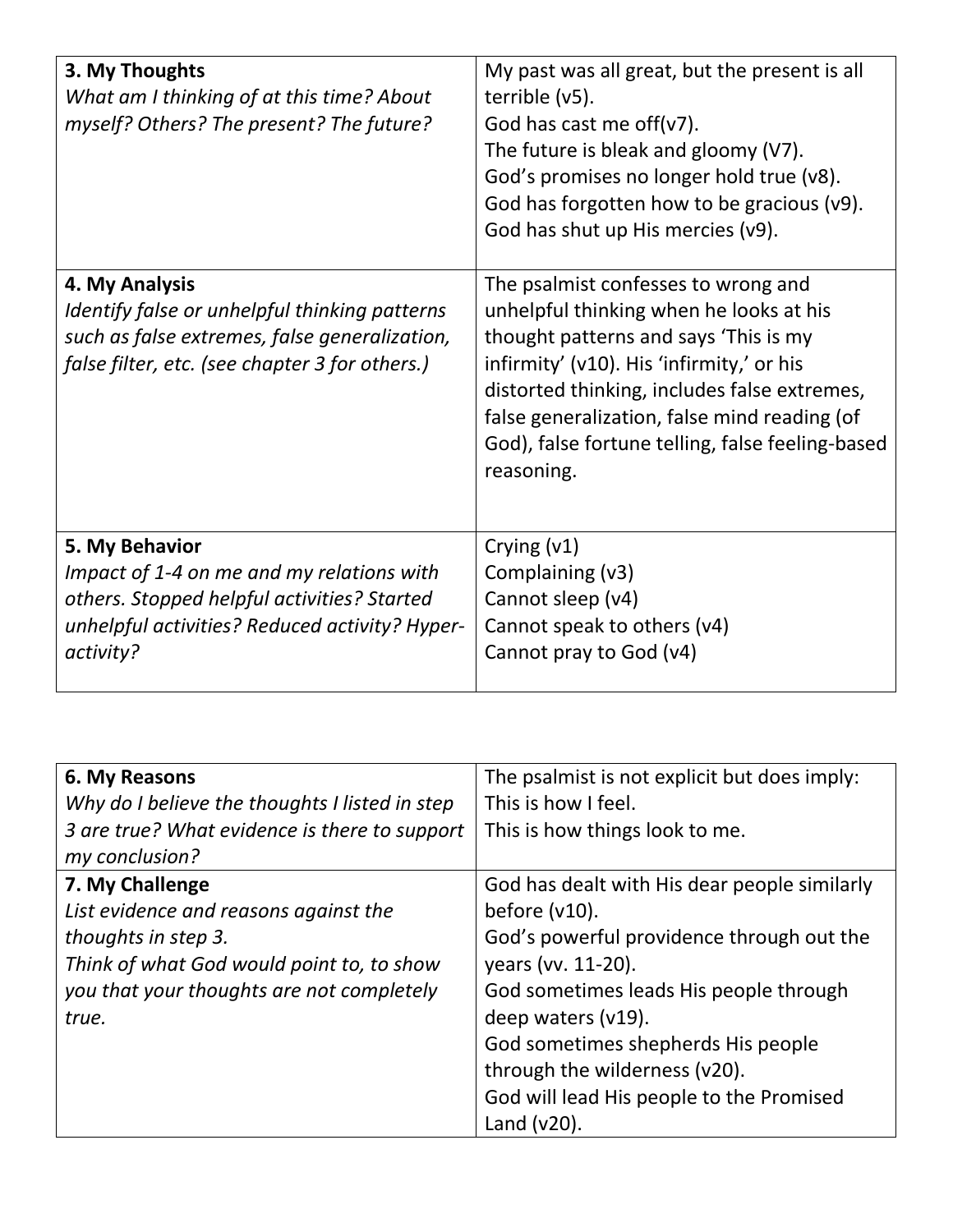| **3. My Thoughts**<br>*What am I thinking of at this time? About myself? Others? The present? The future?* | My past was all great, but the present is all terrible (v5).<br>God has cast me off(v7).<br>The future is bleak and gloomy (V7).<br>God's promises no longer hold true (v8).<br>God has forgotten how to be gracious (v9).<br>God has shut up His mercies (v9). |
|---|---|
| **4. My Analysis**<br>*Identify false or unhelpful thinking patterns such as false extremes, false generalization, false filter, etc. (see chapter 3 for others.)* | The psalmist confesses to wrong and unhelpful thinking when he looks at his thought patterns and says 'This is my infirmity' (v10). His 'infirmity,' or his distorted thinking, includes false extremes, false generalization, false mind reading (of God), false fortune telling, false feeling-based reasoning. |
| **5. My Behavior**<br>*Impact of 1-4 on me and my relations with others. Stopped helpful activities? Started unhelpful activities? Reduced activity? Hyper-activity?* | Crying (v1)<br>Complaining (v3)<br>Cannot sleep (v4)<br>Cannot speak to others (v4)<br>Cannot pray to God (v4) |

| **6. My Reasons**<br>*Why do I believe the thoughts I listed in step 3 are true? What evidence is there to support my conclusion?* | The psalmist is not explicit but does imply:<br>This is how I feel.<br>This is how things look to me. |
|---|---|
| **7. My Challenge**<br>*List evidence and reasons against the thoughts in step 3.*<br>*Think of what God would point to, to show you that your thoughts are not completely true.* | God has dealt with His dear people similarly before (v10).<br>God's powerful providence through out the years (vv. 11-20).<br>God sometimes leads His people through deep waters (v19).<br>God sometimes shepherds His people through the wilderness (v20).<br>God will lead His people to the Promised Land (v20). |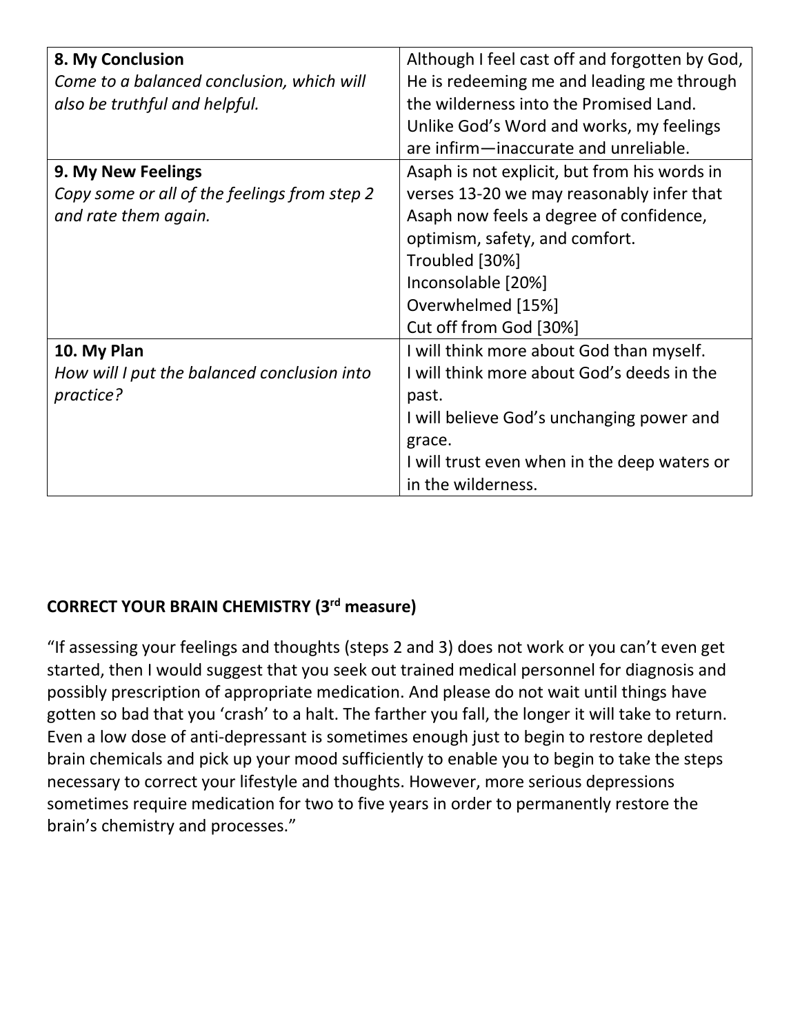| | |
|---|---|
| **8. My Conclusion**<br>*Come to a balanced conclusion, which will also be truthful and helpful.* | Although I feel cast off and forgotten by God, He is redeeming me and leading me through the wilderness into the Promised Land. Unlike God's Word and works, my feelings are infirm—inaccurate and unreliable. |
| **9. My New Feelings**<br>*Copy some or all of the feelings from step 2 and rate them again.* | Asaph is not explicit, but from his words in verses 13-20 we may reasonably infer that Asaph now feels a degree of confidence, optimism, safety, and comfort.<br>Troubled [30%]<br>Inconsolable [20%]<br>Overwhelmed [15%]<br>Cut off from God [30%] |
| **10. My Plan**<br>*How will I put the balanced conclusion into practice?* | I will think more about God than myself.<br>I will think more about God's deeds in the past.<br>I will believe God's unchanging power and grace.<br>I will trust even when in the deep waters or in the wilderness. |

**CORRECT YOUR BRAIN CHEMISTRY (3rd measure)**

"If assessing your feelings and thoughts (steps 2 and 3) does not work or you can't even get started, then I would suggest that you seek out trained medical personnel for diagnosis and possibly prescription of appropriate medication. And please do not wait until things have gotten so bad that you 'crash' to a halt. The farther you fall, the longer it will take to return. Even a low dose of anti-depressant is sometimes enough just to begin to restore depleted brain chemicals and pick up your mood sufficiently to enable you to begin to take the steps necessary to correct your lifestyle and thoughts. However, more serious depressions sometimes require medication for two to five years in order to permanently restore the brain's chemistry and processes."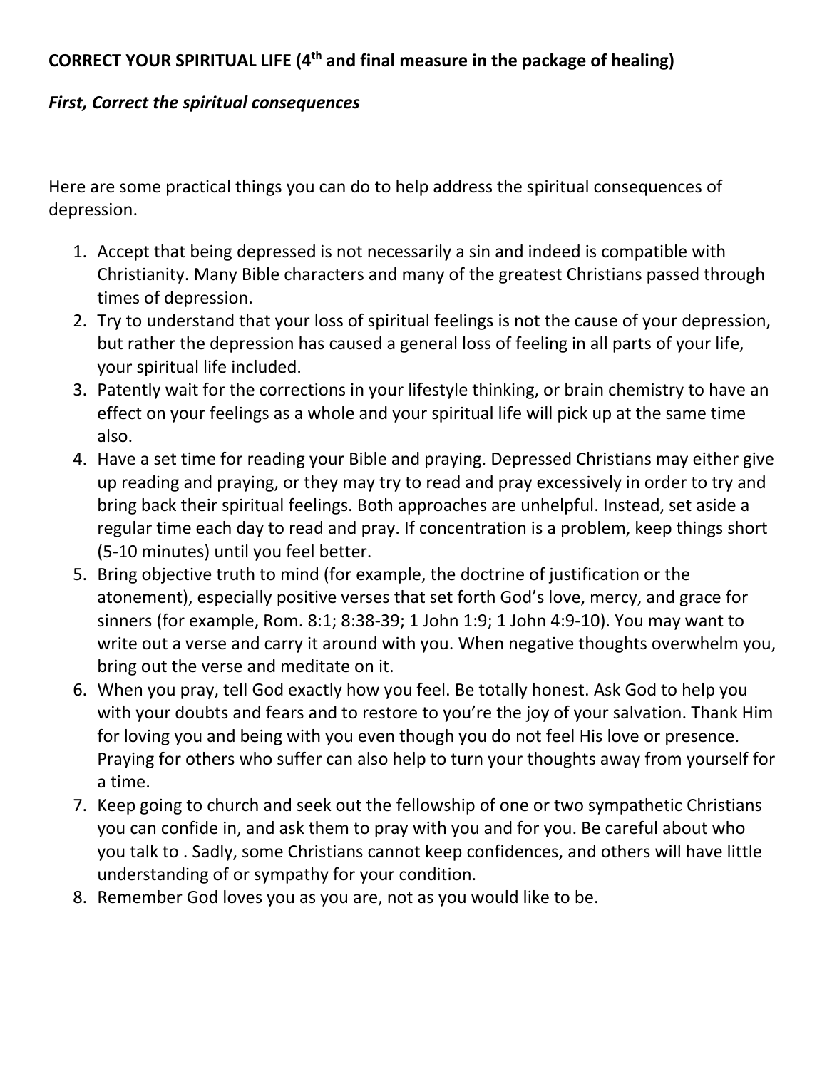**CORRECT YOUR SPIRITUAL LIFE (4th and final measure in the package of healing)**

***First, Correct the spiritual consequences***

Here are some practical things you can do to help address the spiritual consequences of depression.

1. Accept that being depressed is not necessarily a sin and indeed is compatible with Christianity. Many Bible characters and many of the greatest Christians passed through times of depression.
2. Try to understand that your loss of spiritual feelings is not the cause of your depression, but rather the depression has caused a general loss of feeling in all parts of your life, your spiritual life included.
3. Patently wait for the corrections in your lifestyle thinking, or brain chemistry to have an effect on your feelings as a whole and your spiritual life will pick up at the same time also.
4. Have a set time for reading your Bible and praying. Depressed Christians may either give up reading and praying, or they may try to read and pray excessively in order to try and bring back their spiritual feelings. Both approaches are unhelpful. Instead, set aside a regular time each day to read and pray. If concentration is a problem, keep things short (5-10 minutes) until you feel better.
5. Bring objective truth to mind (for example, the doctrine of justification or the atonement), especially positive verses that set forth God's love, mercy, and grace for sinners (for example, Rom. 8:1; 8:38-39; 1 John 1:9; 1 John 4:9-10). You may want to write out a verse and carry it around with you. When negative thoughts overwhelm you, bring out the verse and meditate on it.
6. When you pray, tell God exactly how you feel. Be totally honest. Ask God to help you with your doubts and fears and to restore to you're the joy of your salvation. Thank Him for loving you and being with you even though you do not feel His love or presence. Praying for others who suffer can also help to turn your thoughts away from yourself for a time.
7. Keep going to church and seek out the fellowship of one or two sympathetic Christians you can confide in, and ask them to pray with you and for you. Be careful about who you talk to . Sadly, some Christians cannot keep confidences, and others will have little understanding of or sympathy for your condition.
8. Remember God loves you as you are, not as you would like to be.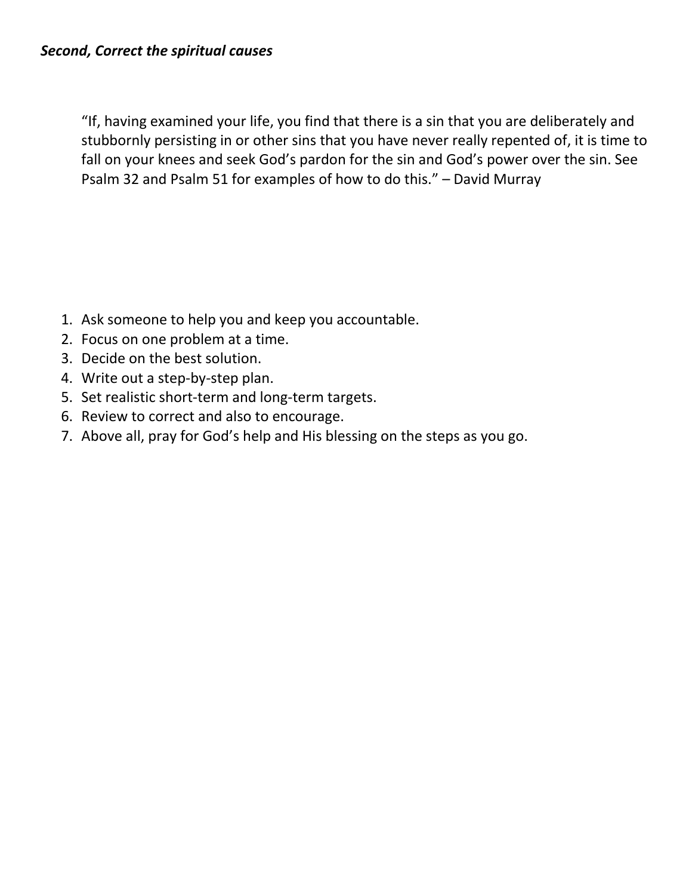***Second, Correct the spiritual causes***

> "If, having examined your life, you find that there is a sin that you are deliberately and stubbornly persisting in or other sins that you have never really repented of, it is time to fall on your knees and seek God's pardon for the sin and God's power over the sin. See Psalm 32 and Psalm 51 for examples of how to do this." – David Murray

1. Ask someone to help you and keep you accountable.
2. Focus on one problem at a time.
3. Decide on the best solution.
4. Write out a step-by-step plan.
5. Set realistic short-term and long-term targets.
6. Review to correct and also to encourage.
7. Above all, pray for God's help and His blessing on the steps as you go.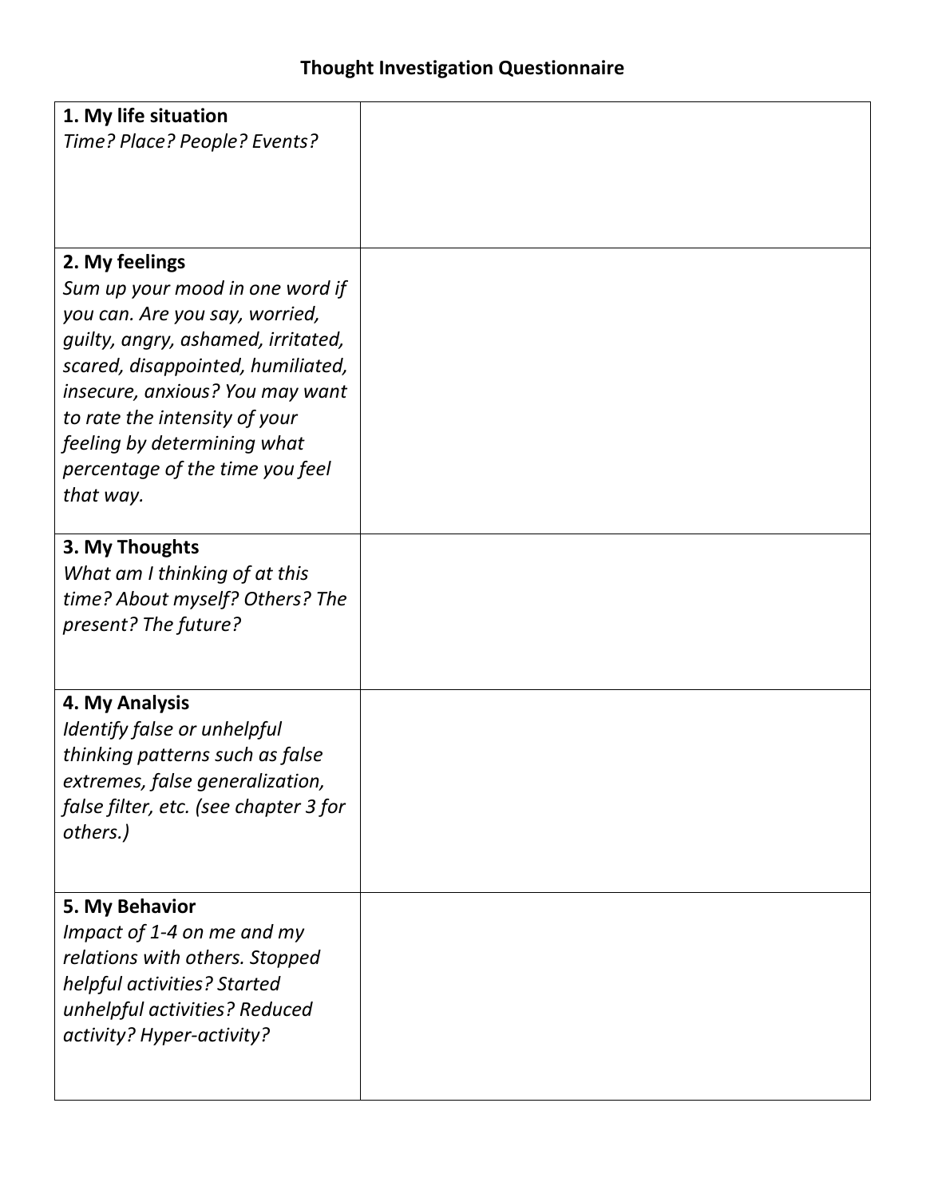# Thought Investigation Questionnaire

| | |
|---|---|
| **1. My life situation**<br>*Time? Place? People? Events?* | |
| **2. My feelings**<br>*Sum up your mood in one word if you can. Are you say, worried, guilty, angry, ashamed, irritated, scared, disappointed, humiliated, insecure, anxious? You may want to rate the intensity of your feeling by determining what percentage of the time you feel that way.* | |
| **3. My Thoughts**<br>*What am I thinking of at this time? About myself? Others? The present? The future?* | |
| **4. My Analysis**<br>*Identify false or unhelpful thinking patterns such as false extremes, false generalization, false filter, etc. (see chapter 3 for others.)* | |
| **5. My Behavior**<br>*Impact of 1-4 on me and my relations with others. Stopped helpful activities? Started unhelpful activities? Reduced activity? Hyper-activity?* | |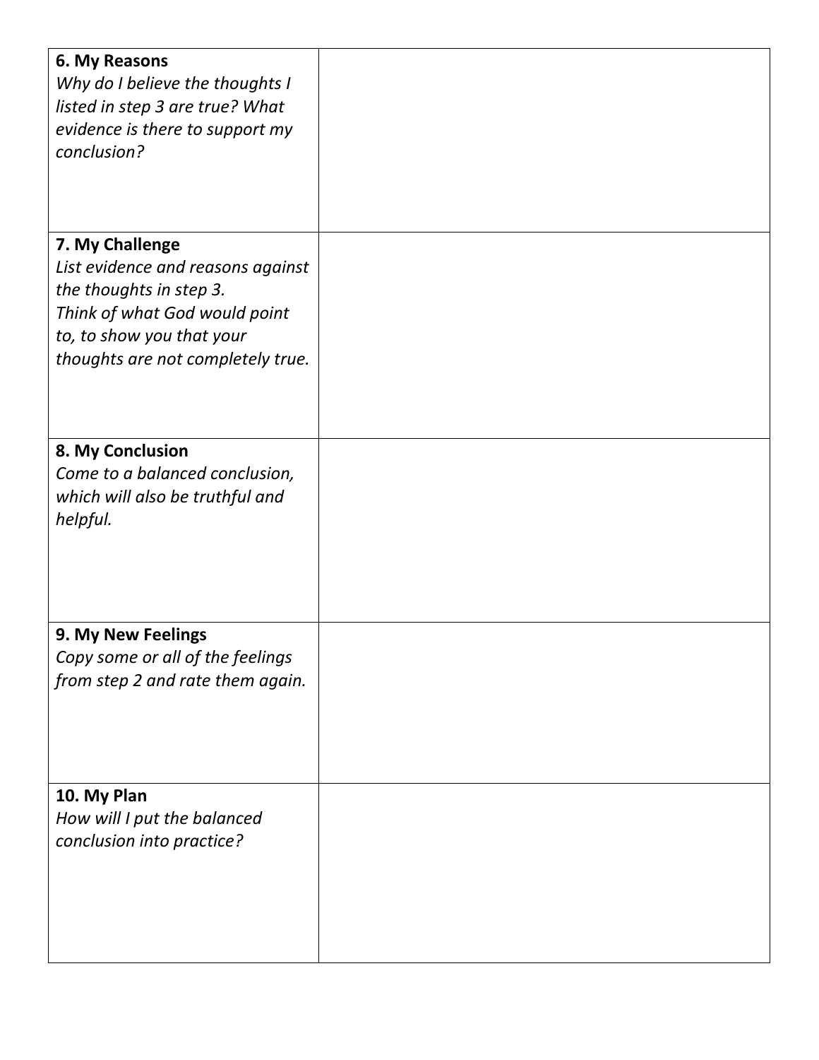| | |
|---|---|
| **6. My Reasons**<br>*Why do I believe the thoughts I listed in step 3 are true? What evidence is there to support my conclusion?* | |
| **7. My Challenge**<br>*List evidence and reasons against the thoughts in step 3.*<br>*Think of what God would point to, to show you that your thoughts are not completely true.* | |
| **8. My Conclusion**<br>*Come to a balanced conclusion, which will also be truthful and helpful.* | |
| **9. My New Feelings**<br>*Copy some or all of the feelings from step 2 and rate them again.* | |
| **10. My Plan**<br>*How will I put the balanced conclusion into practice?* | |